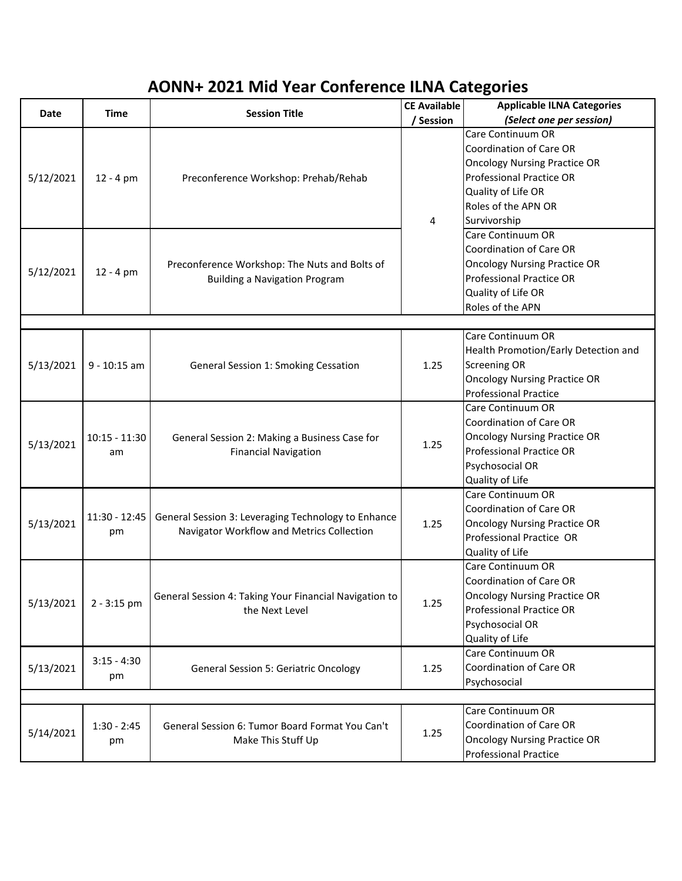# AONN+ 2021 Mid Year Conference ILNA Categories

| Date | Time | Session Title | CE Available / Session | Applicable ILNA Categories *(Select one per session)* |
|---|---|---|---|---|
| 5/12/2021 | 12 - 4 pm | Preconference Workshop: Prehab/Rehab | 4 | Care Continuum OR Coordination of Care OR Oncology Nursing Practice OR Professional Practice OR Quality of Life OR Roles of the APN OR Survivorship |
| 5/12/2021 | 12 - 4 pm | Preconference Workshop: The Nuts and Bolts of Building a Navigation Program | | Care Continuum OR Coordination of Care OR Oncology Nursing Practice OR Professional Practice OR Quality of Life OR Roles of the APN |
| | | | | |
| 5/13/2021 | 9 - 10:15 am | General Session 1: Smoking Cessation | 1.25 | Care Continuum OR Health Promotion/Early Detection and Screening OR Oncology Nursing Practice OR Professional Practice |
| 5/13/2021 | 10:15 - 11:30 am | General Session 2: Making a Business Case for Financial Navigation | 1.25 | Care Continuum OR Coordination of Care OR Oncology Nursing Practice OR Professional Practice OR Psychosocial OR Quality of Life |
| 5/13/2021 | 11:30 - 12:45 pm | General Session 3: Leveraging Technology to Enhance Navigator Workflow and Metrics Collection | 1.25 | Care Continuum OR Coordination of Care OR Oncology Nursing Practice OR Professional Practice OR Quality of Life |
| 5/13/2021 | 2 - 3:15 pm | General Session 4: Taking Your Financial Navigation to the Next Level | 1.25 | Care Continuum OR Coordination of Care OR Oncology Nursing Practice OR Professional Practice OR Psychosocial OR Quality of Life |
| 5/13/2021 | 3:15 - 4:30 pm | General Session 5: Geriatric Oncology | 1.25 | Care Continuum OR Coordination of Care OR Psychosocial |
| | | | | |
| 5/14/2021 | 1:30 - 2:45 pm | General Session 6: Tumor Board Format You Can't Make This Stuff Up | 1.25 | Care Continuum OR Coordination of Care OR Oncology Nursing Practice OR Professional Practice |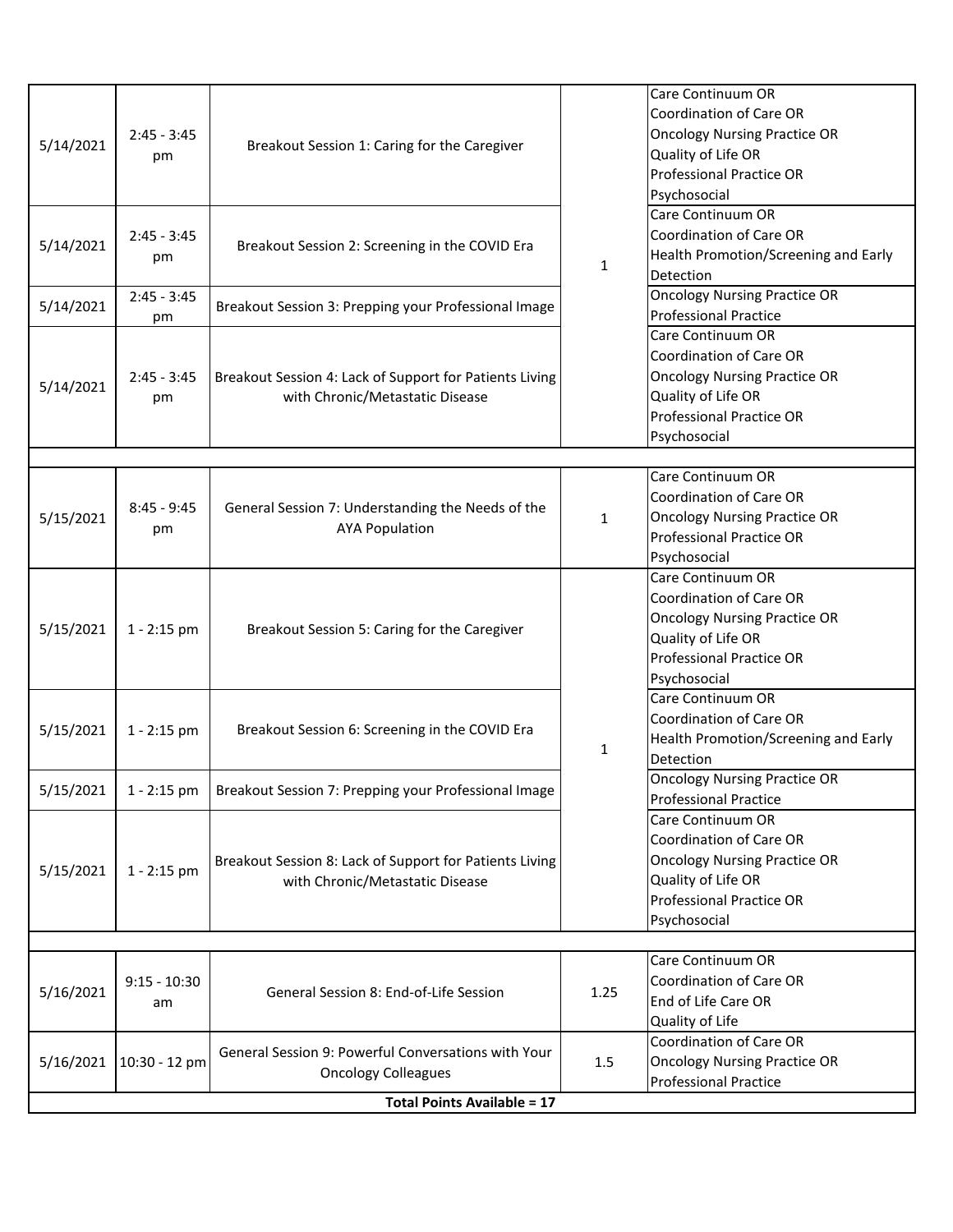| | | | | |
|---|---|---|---|---|
| 5/14/2021 | 2:45 - 3:45 pm | Breakout Session 1: Caring for the Caregiver | 1 | Care Continuum OR Coordination of Care OR Oncology Nursing Practice OR Quality of Life OR Professional Practice OR Psychosocial |
| 5/14/2021 | 2:45 - 3:45 pm | Breakout Session 2: Screening in the COVID Era | | Care Continuum OR Coordination of Care OR Health Promotion/Screening and Early Detection |
| 5/14/2021 | 2:45 - 3:45 pm | Breakout Session 3: Prepping your Professional Image | | Oncology Nursing Practice OR Professional Practice |
| 5/14/2021 | 2:45 - 3:45 pm | Breakout Session 4: Lack of Support for Patients Living with Chronic/Metastatic Disease | | Care Continuum OR Coordination of Care OR Oncology Nursing Practice OR Quality of Life OR Professional Practice OR Psychosocial |
| | | | | |
| 5/15/2021 | 8:45 - 9:45 pm | General Session 7: Understanding the Needs of the AYA Population | 1 | Care Continuum OR Coordination of Care OR Oncology Nursing Practice OR Professional Practice OR Psychosocial |
| 5/15/2021 | 1 - 2:15 pm | Breakout Session 5: Caring for the Caregiver | 1 | Care Continuum OR Coordination of Care OR Oncology Nursing Practice OR Quality of Life OR Professional Practice OR Psychosocial |
| 5/15/2021 | 1 - 2:15 pm | Breakout Session 6: Screening in the COVID Era | | Care Continuum OR Coordination of Care OR Health Promotion/Screening and Early Detection |
| 5/15/2021 | 1 - 2:15 pm | Breakout Session 7: Prepping your Professional Image | | Oncology Nursing Practice OR Professional Practice |
| 5/15/2021 | 1 - 2:15 pm | Breakout Session 8: Lack of Support for Patients Living with Chronic/Metastatic Disease | | Care Continuum OR Coordination of Care OR Oncology Nursing Practice OR Quality of Life OR Professional Practice OR Psychosocial |
| | | | | |
| 5/16/2021 | 9:15 - 10:30 am | General Session 8: End-of-Life Session | 1.25 | Care Continuum OR Coordination of Care OR End of Life Care OR Quality of Life |
| 5/16/2021 | 10:30 - 12 pm | General Session 9: Powerful Conversations with Your Oncology Colleagues | 1.5 | Coordination of Care OR Oncology Nursing Practice OR Professional Practice |
| **Total Points Available = 17** | | | | |